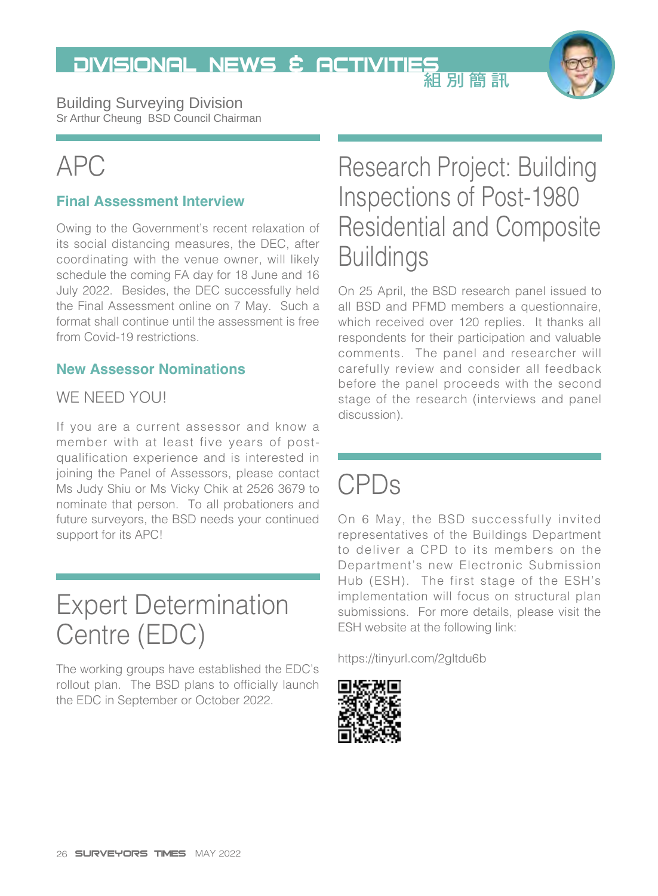# DIVISIONAL NEWS & ACTIVITIES 組別簡訊

Building Surveying Division
Sr Arthur Cheung BSD Council Chairman

## APC

### Final Assessment Interview

Owing to the Government's recent relaxation of its social distancing measures, the DEC, after coordinating with the venue owner, will likely schedule the coming FA day for 18 June and 16 July 2022. Besides, the DEC successfully held the Final Assessment online on 7 May. Such a format shall continue until the assessment is free from Covid-19 restrictions.

### New Assessor Nominations

WE NEED YOU!

If you are a current assessor and know a member with at least five years of post-qualification experience and is interested in joining the Panel of Assessors, please contact Ms Judy Shiu or Ms Vicky Chik at 2526 3679 to nominate that person. To all probationers and future surveyors, the BSD needs your continued support for its APC!

## Expert Determination Centre (EDC)

The working groups have established the EDC's rollout plan. The BSD plans to officially launch the EDC in September or October 2022.

## Research Project: Building Inspections of Post-1980 Residential and Composite Buildings

On 25 April, the BSD research panel issued to all BSD and PFMD members a questionnaire, which received over 120 replies. It thanks all respondents for their participation and valuable comments. The panel and researcher will carefully review and consider all feedback before the panel proceeds with the second stage of the research (interviews and panel discussion).

## CPDs

On 6 May, the BSD successfully invited representatives of the Buildings Department to deliver a CPD to its members on the Department's new Electronic Submission Hub (ESH). The first stage of the ESH's implementation will focus on structural plan submissions. For more details, please visit the ESH website at the following link:

https://tinyurl.com/2gltdu6b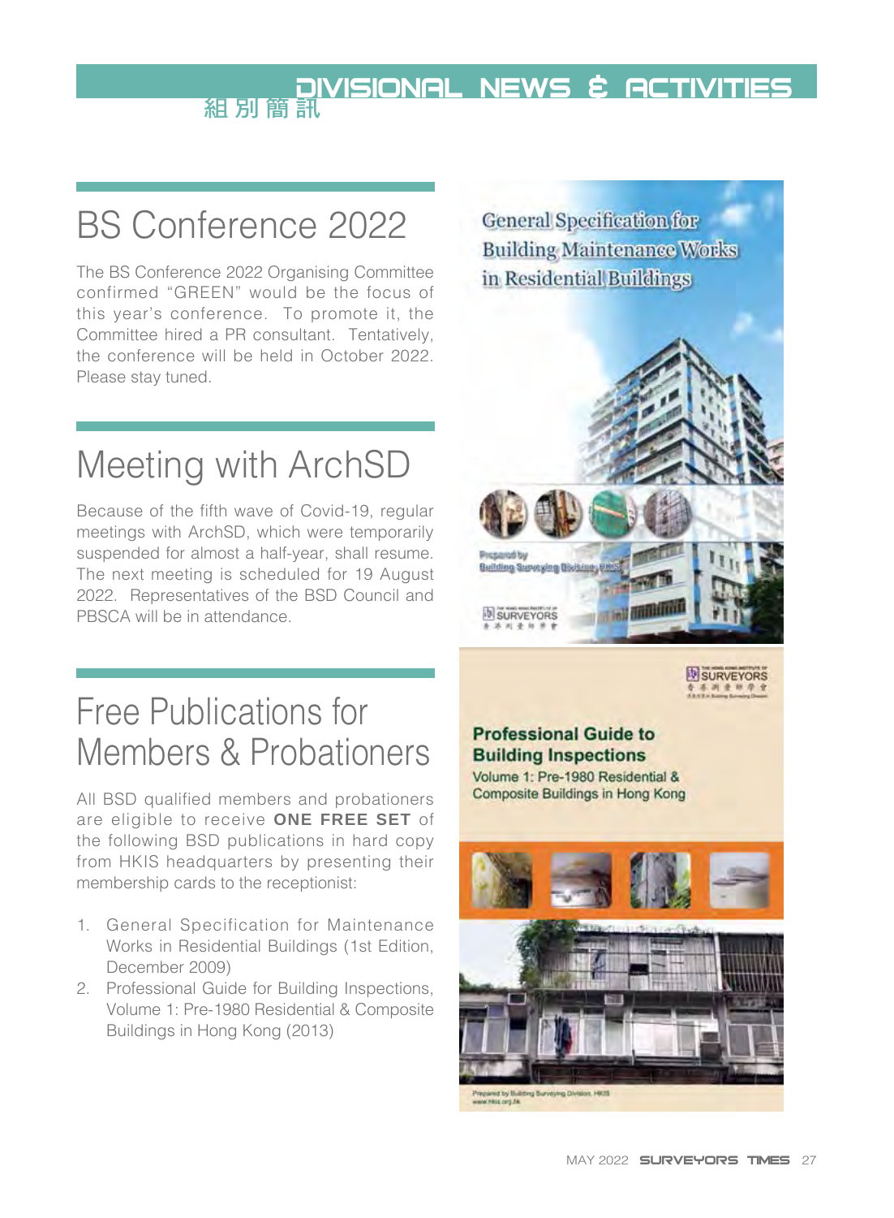# Divisional News & Activities 組別簡訊

## BS Conference 2022

The BS Conference 2022 Organising Committee confirmed "GREEN" would be the focus of this year's conference. To promote it, the Committee hired a PR consultant. Tentatively, the conference will be held in October 2022. Please stay tuned.

## Meeting with ArchSD

Because of the fifth wave of Covid-19, regular meetings with ArchSD, which were temporarily suspended for almost a half-year, shall resume. The next meeting is scheduled for 19 August 2022. Representatives of the BSD Council and PBSCA will be in attendance.

## Free Publications for Members & Probationers

All BSD qualified members and probationers are eligible to receive **ONE FREE SET** of the following BSD publications in hard copy from HKIS headquarters by presenting their membership cards to the receptionist:

1. General Specification for Maintenance Works in Residential Buildings (1st Edition, December 2009)
2. Professional Guide for Building Inspections, Volume 1: Pre-1980 Residential & Composite Buildings in Hong Kong (2013)